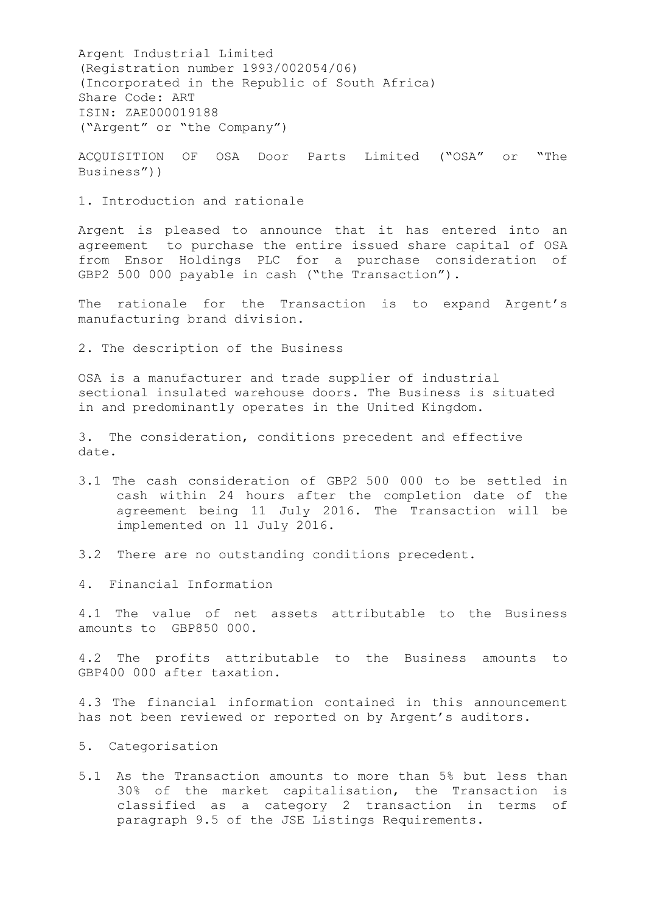Argent Industrial Limited
(Registration number 1993/002054/06)
(Incorporated in the Republic of South Africa)
Share Code: ART
ISIN: ZAE000019188
("Argent" or "the Company")

ACQUISITION OF OSA Door Parts Limited ("OSA" or "The Business"))

1. Introduction and rationale

Argent is pleased to announce that it has entered into an agreement to purchase the entire issued share capital of OSA from Ensor Holdings PLC for a purchase consideration of GBP2 500 000 payable in cash ("the Transaction").

The rationale for the Transaction is to expand Argent's manufacturing brand division.

2. The description of the Business

OSA is a manufacturer and trade supplier of industrial sectional insulated warehouse doors. The Business is situated in and predominantly operates in the United Kingdom.

3. The consideration, conditions precedent and effective date.

3.1 The cash consideration of GBP2 500 000 to be settled in cash within 24 hours after the completion date of the agreement being 11 July 2016. The Transaction will be implemented on 11 July 2016.

3.2 There are no outstanding conditions precedent.

4. Financial Information

4.1 The value of net assets attributable to the Business amounts to GBP850 000.

4.2 The profits attributable to the Business amounts to GBP400 000 after taxation.

4.3 The financial information contained in this announcement has not been reviewed or reported on by Argent's auditors.

5. Categorisation

5.1 As the Transaction amounts to more than 5% but less than 30% of the market capitalisation, the Transaction is classified as a category 2 transaction in terms of paragraph 9.5 of the JSE Listings Requirements.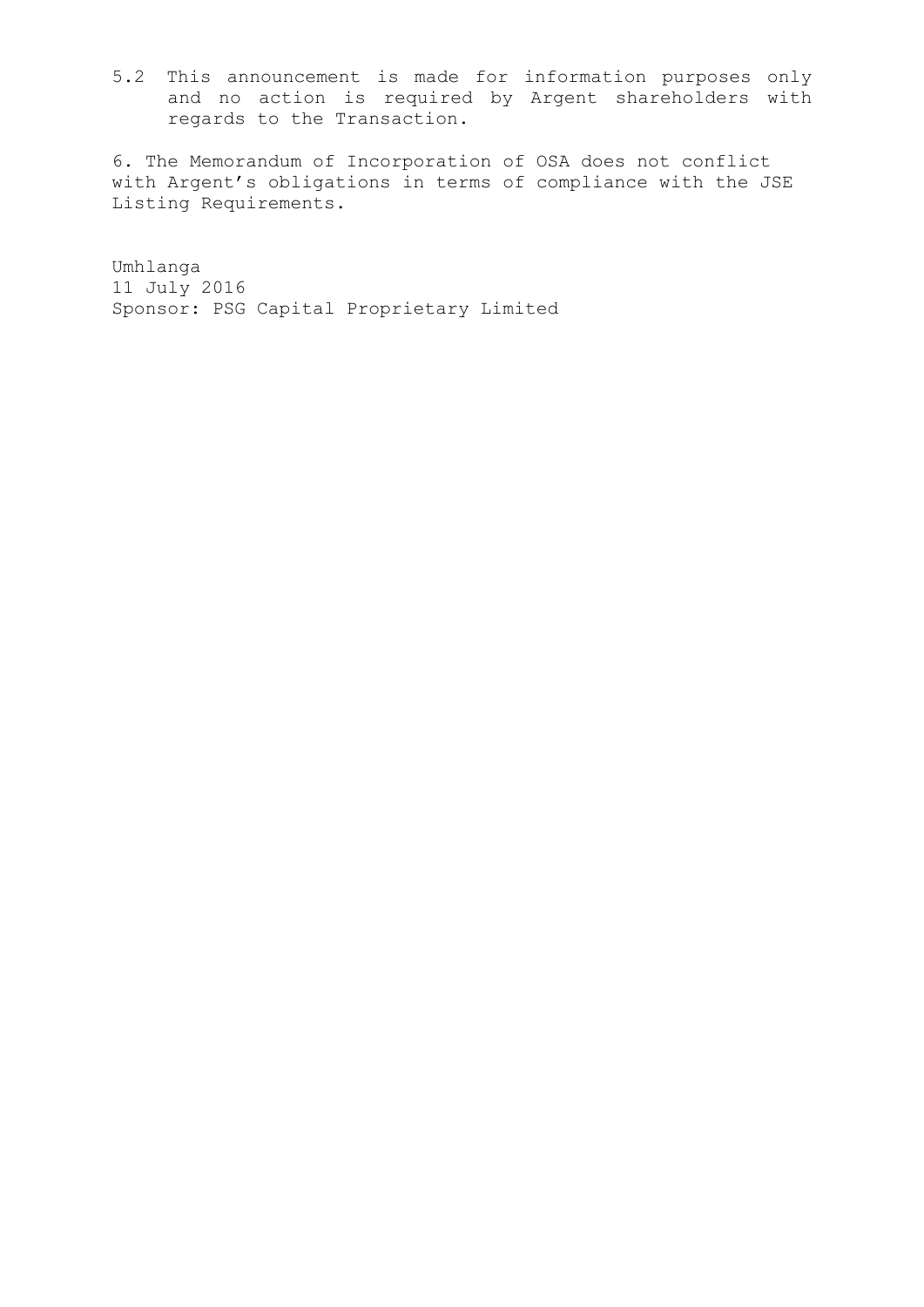5.2 This announcement is made for information purposes only and no action is required by Argent shareholders with regards to the Transaction.

6. The Memorandum of Incorporation of OSA does not conflict with Argent's obligations in terms of compliance with the JSE Listing Requirements.

Umhlanga
11 July 2016
Sponsor: PSG Capital Proprietary Limited